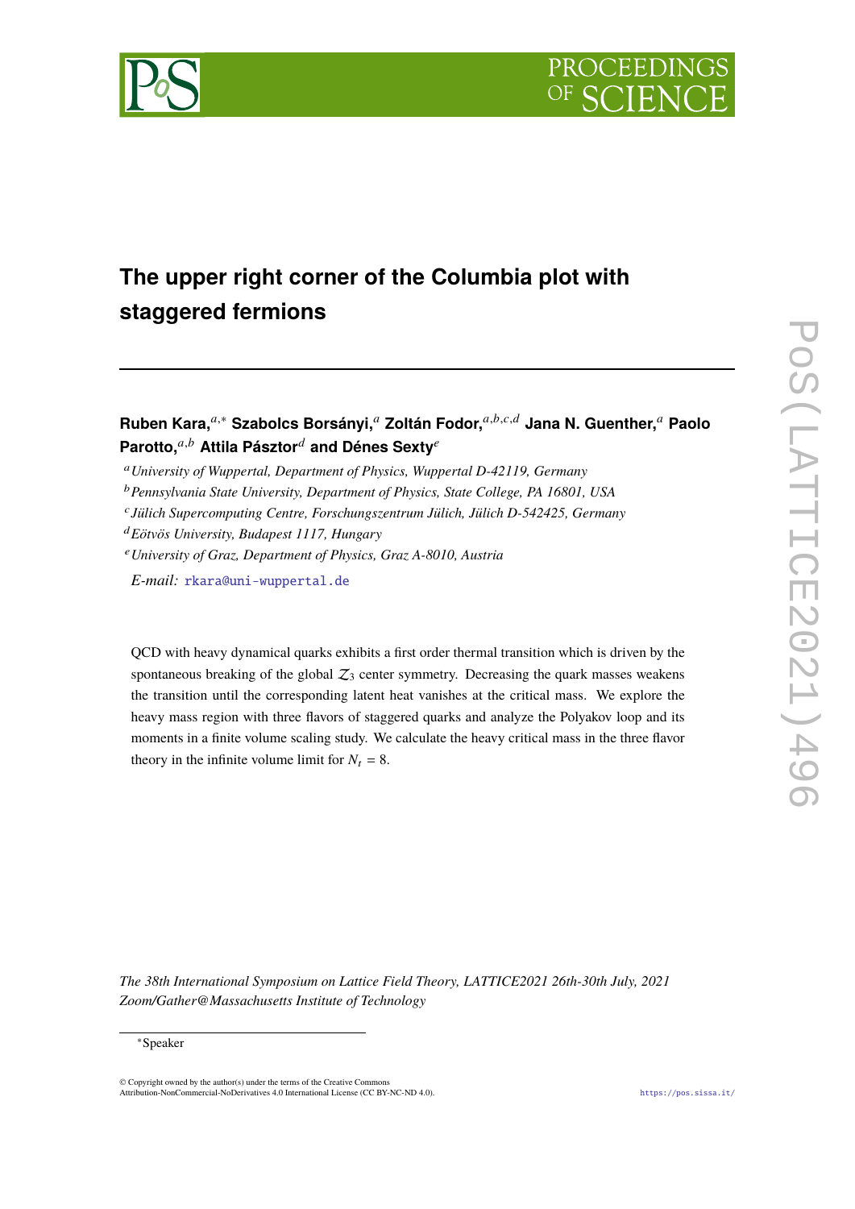# The upper right corner of the Columbia plot with staggered fermions

**Ruben Kara,**[a,*] **Szabolcs Borsányi,**[a] **Zoltán Fodor,**[a,b,c,d] **Jana N. Guenther,**[a] **Paolo Parotto,**[a,b] **Attila Pásztor**[d] **and Dénes Sexty**[e]

[a] *University of Wuppertal, Department of Physics, Wuppertal D-42119, Germany*

[b] *Pennsylvania State University, Department of Physics, State College, PA 16801, USA*

[c] *Jülich Supercomputing Centre, Forschungszentrum Jülich, Jülich D-542425, Germany*

[d] *Eötvös University, Budapest 1117, Hungary*

[e] *University of Graz, Department of Physics, Graz A-8010, Austria*

*E-mail:* rkara@uni-wuppertal.de

QCD with heavy dynamical quarks exhibits a first order thermal transition which is driven by the spontaneous breaking of the global $\mathcal{Z}_3$ center symmetry. Decreasing the quark masses weakens the transition until the corresponding latent heat vanishes at the critical mass. We explore the heavy mass region with three flavors of staggered quarks and analyze the Polyakov loop and its moments in a finite volume scaling study. We calculate the heavy critical mass in the three flavor theory in the infinite volume limit for $N_t = 8$.

*The 38th International Symposium on Lattice Field Theory, LATTICE2021 26th-30th July, 2021 Zoom/Gather@Massachusetts Institute of Technology*

*Speaker

© Copyright owned by the author(s) under the terms of the Creative Commons Attribution-NonCommercial-NoDerivatives 4.0 International License (CC BY-NC-ND 4.0).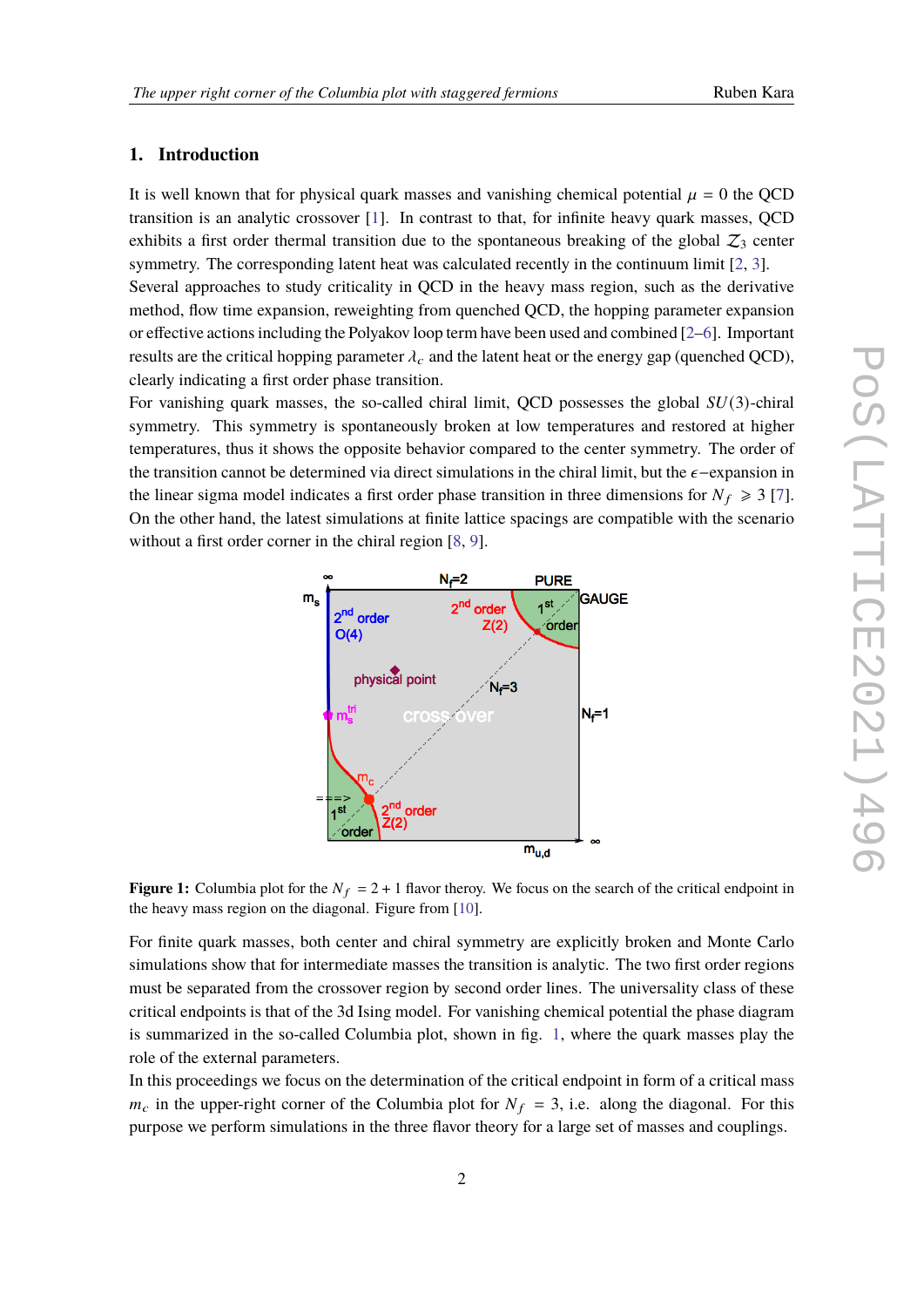## 1. Introduction

It is well known that for physical quark masses and vanishing chemical potential $\mu = 0$ the QCD transition is an analytic crossover [1]. In contrast to that, for infinite heavy quark masses, QCD exhibits a first order thermal transition due to the spontaneous breaking of the global $\mathcal{Z}_3$ center symmetry. The corresponding latent heat was calculated recently in the continuum limit [2, 3].
Several approaches to study criticality in QCD in the heavy mass region, such as the derivative method, flow time expansion, reweighting from quenched QCD, the hopping parameter expansion or effective actions including the Polyakov loop term have been used and combined [2–6]. Important results are the critical hopping parameter $\lambda_c$ and the latent heat or the energy gap (quenched QCD), clearly indicating a first order phase transition.
For vanishing quark masses, the so-called chiral limit, QCD possesses the global $SU(3)$-chiral symmetry. This symmetry is spontaneously broken at low temperatures and restored at higher temperatures, thus it shows the opposite behavior compared to the center symmetry. The order of the transition cannot be determined via direct simulations in the chiral limit, but the $\epsilon$−expansion in the linear sigma model indicates a first order phase transition in three dimensions for $N_f \geqslant 3$ [7]. On the other hand, the latest simulations at finite lattice spacings are compatible with the scenario without a first order corner in the chiral region [8, 9].

**Figure 1:** Columbia plot for the $N_f = 2 + 1$ flavor theroy. We focus on the search of the critical endpoint in the heavy mass region on the diagonal. Figure from [10].

For finite quark masses, both center and chiral symmetry are explicitly broken and Monte Carlo simulations show that for intermediate masses the transition is analytic. The two first order regions must be separated from the crossover region by second order lines. The universality class of these critical endpoints is that of the 3d Ising model. For vanishing chemical potential the phase diagram is summarized in the so-called Columbia plot, shown in fig. 1, where the quark masses play the role of the external parameters.
In this proceedings we focus on the determination of the critical endpoint in form of a critical mass $m_c$ in the upper-right corner of the Columbia plot for $N_f = 3$, i.e. along the diagonal. For this purpose we perform simulations in the three flavor theory for a large set of masses and couplings.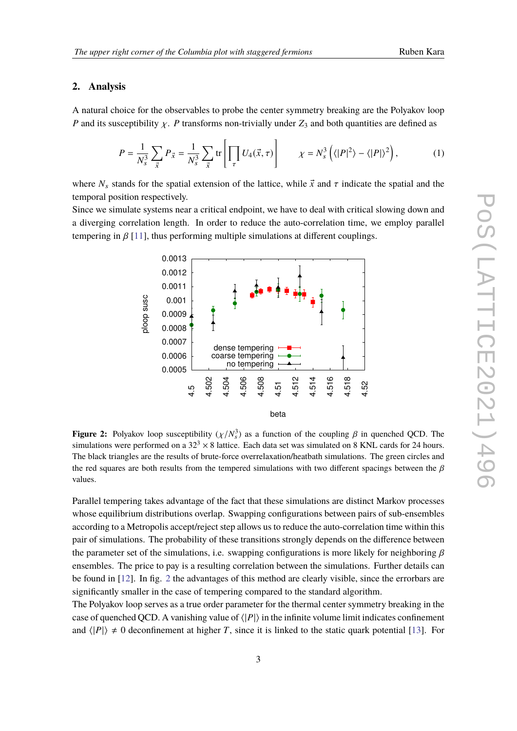## 2. Analysis

A natural choice for the observables to probe the center symmetry breaking are the Polyakov loop $P$ and its susceptibility $\chi$. $P$ transforms non-trivially under $Z_3$ and both quantities are defined as

$$P = \frac{1}{N_s^3} \sum_{\vec{x}} P_{\vec{x}} = \frac{1}{N_s^3} \sum_{\vec{x}} \mathrm{tr} \left[ \prod_{\tau} U_4(\vec{x}, \tau) \right] \qquad \chi = N_s^3 \left( \langle |P|^2 \rangle - \langle |P| \rangle^2 \right), \tag{1}$$

where $N_s$ stands for the spatial extension of the lattice, while $\vec{x}$ and $\tau$ indicate the spatial and the temporal position respectively.

Since we simulate systems near a critical endpoint, we have to deal with critical slowing down and a diverging correlation length. In order to reduce the auto-correlation time, we employ parallel tempering in $\beta$ [11], thus performing multiple simulations at different couplings.

**Figure 2:** Polyakov loop susceptibility ($\chi/N_s^3$) as a function of the coupling $\beta$ in quenched QCD. The simulations were performed on a $32^3 \times 8$ lattice. Each data set was simulated on 8 KNL cards for 24 hours. The black triangles are the results of brute-force overrelaxation/heatbath simulations. The green circles and the red squares are both results from the tempered simulations with two different spacings between the $\beta$ values.

Parallel tempering takes advantage of the fact that these simulations are distinct Markov processes whose equilibrium distributions overlap. Swapping configurations between pairs of sub-ensembles according to a Metropolis accept/reject step allows us to reduce the auto-correlation time within this pair of simulations. The probability of these transitions strongly depends on the difference between the parameter set of the simulations, i.e. swapping configurations is more likely for neighboring $\beta$ ensembles. The price to pay is a resulting correlation between the simulations. Further details can be found in [12]. In fig. 2 the advantages of this method are clearly visible, since the errorbars are significantly smaller in the case of tempering compared to the standard algorithm.

The Polyakov loop serves as a true order parameter for the thermal center symmetry breaking in the case of quenched QCD. A vanishing value of $\langle |P| \rangle$ in the infinite volume limit indicates confinement and $\langle |P| \rangle \neq 0$ deconfinement at higher $T$, since it is linked to the static quark potential [13]. For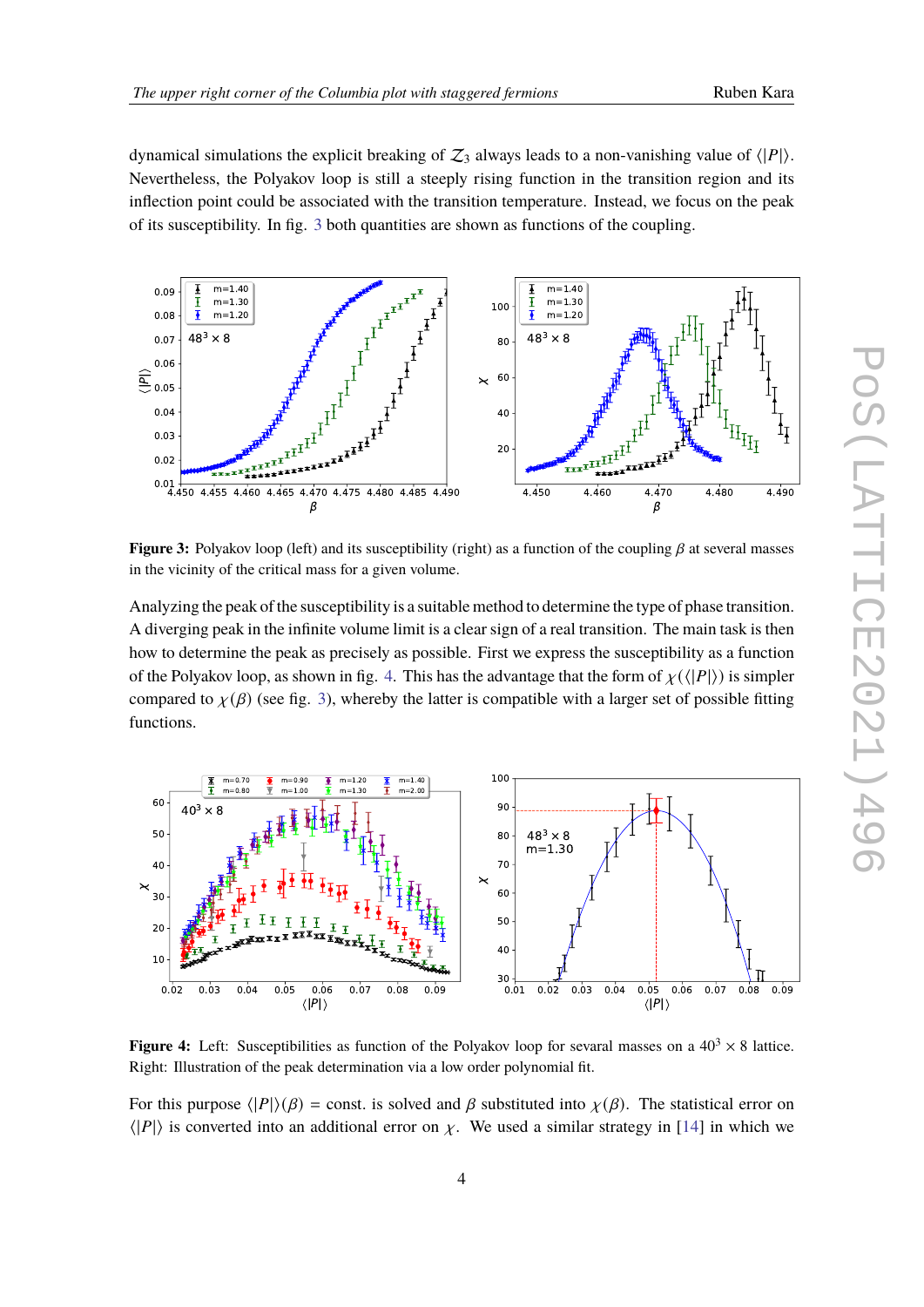dynamical simulations the explicit breaking of $\mathcal{Z}_3$ always leads to a non-vanishing value of $\langle|P|\rangle$. Nevertheless, the Polyakov loop is still a steeply rising function in the transition region and its inflection point could be associated with the transition temperature. Instead, we focus on the peak of its susceptibility. In fig. 3 both quantities are shown as functions of the coupling.

**Figure 3:** Polyakov loop (left) and its susceptibility (right) as a function of the coupling $\beta$ at several masses in the vicinity of the critical mass for a given volume.

Analyzing the peak of the susceptibility is a suitable method to determine the type of phase transition. A diverging peak in the infinite volume limit is a clear sign of a real transition. The main task is then how to determine the peak as precisely as possible. First we express the susceptibility as a function of the Polyakov loop, as shown in fig. 4. This has the advantage that the form of $\chi(\langle|P|\rangle)$ is simpler compared to $\chi(\beta)$ (see fig. 3), whereby the latter is compatible with a larger set of possible fitting functions.

**Figure 4:** Left: Susceptibilities as function of the Polyakov loop for sevaral masses on a $40^3 \times 8$ lattice. Right: Illustration of the peak determination via a low order polynomial fit.

For this purpose $\langle|P|\rangle(\beta) = \text{const.}$ is solved and $\beta$ substituted into $\chi(\beta)$. The statistical error on $\langle|P|\rangle$ is converted into an additional error on $\chi$. We used a similar strategy in [14] in which we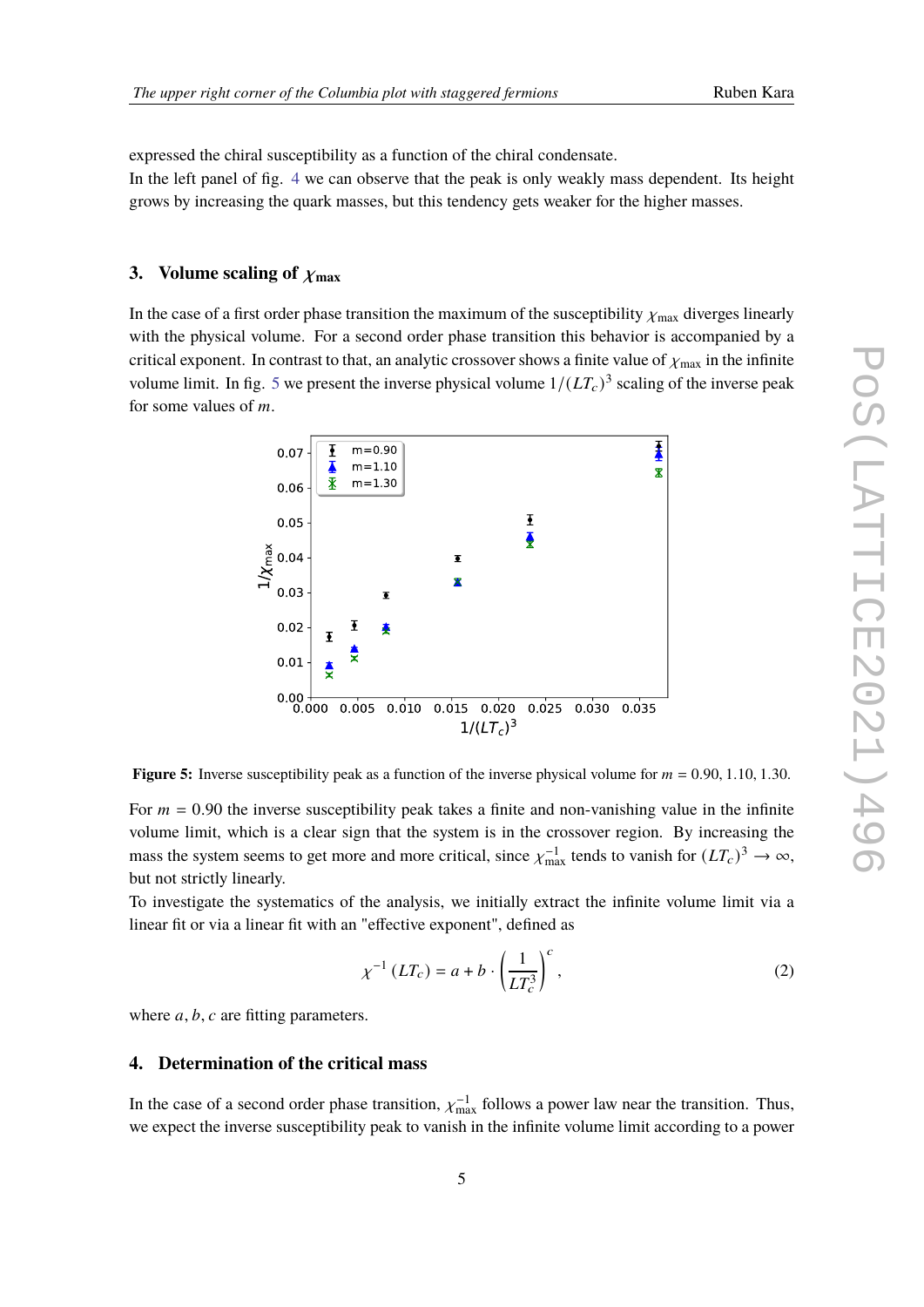expressed the chiral susceptibility as a function of the chiral condensate.
In the left panel of fig. 4 we can observe that the peak is only weakly mass dependent. Its height grows by increasing the quark masses, but this tendency gets weaker for the higher masses.

## 3. Volume scaling of $\chi_{\text{max}}$

In the case of a first order phase transition the maximum of the susceptibility $\chi_{\text{max}}$ diverges linearly with the physical volume. For a second order phase transition this behavior is accompanied by a critical exponent. In contrast to that, an analytic crossover shows a finite value of $\chi_{\text{max}}$ in the infinite volume limit. In fig. 5 we present the inverse physical volume $1/(LT_c)^3$ scaling of the inverse peak for some values of $m$.

**Figure 5:** Inverse susceptibility peak as a function of the inverse physical volume for $m = 0.90, 1.10, 1.30$.

For $m = 0.90$ the inverse susceptibility peak takes a finite and non-vanishing value in the infinite volume limit, which is a clear sign that the system is in the crossover region. By increasing the mass the system seems to get more and more critical, since $\chi_{\text{max}}^{-1}$ tends to vanish for $(LT_c)^3 \to \infty$, but not strictly linearly.
To investigate the systematics of the analysis, we initially extract the infinite volume limit via a linear fit or via a linear fit with an "effective exponent", defined as

$$\chi^{-1}(LT_c) = a + b \cdot \left(\frac{1}{LT_c^3}\right)^c, \tag{2}$$

where $a, b, c$ are fitting parameters.

## 4. Determination of the critical mass

In the case of a second order phase transition, $\chi_{\text{max}}^{-1}$ follows a power law near the transition. Thus, we expect the inverse susceptibility peak to vanish in the infinite volume limit according to a power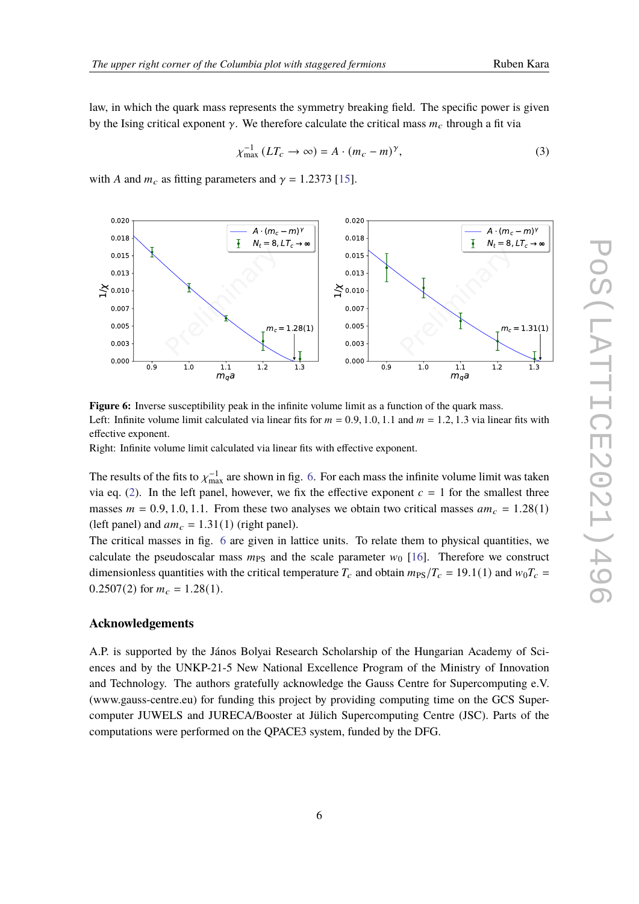law, in which the quark mass represents the symmetry breaking field. The specific power is given by the Ising critical exponent $\gamma$. We therefore calculate the critical mass $m_c$ through a fit via

$$\chi_{\max}^{-1}(LT_c \to \infty) = A \cdot (m_c - m)^{\gamma}, \tag{3}$$

with $A$ and $m_c$ as fitting parameters and $\gamma = 1.2373$ [15].

**Figure 6:** Inverse susceptibility peak in the infinite volume limit as a function of the quark mass.
Left: Infinite volume limit calculated via linear fits for $m = 0.9, 1.0, 1.1$ and $m = 1.2, 1.3$ via linear fits with effective exponent.
Right: Infinite volume limit calculated via linear fits with effective exponent.

The results of the fits to $\chi_{\max}^{-1}$ are shown in fig. 6. For each mass the infinite volume limit was taken via eq. (2). In the left panel, however, we fix the effective exponent $c = 1$ for the smallest three masses $m = 0.9, 1.0, 1.1$. From these two analyses we obtain two critical masses $am_c = 1.28(1)$ (left panel) and $am_c = 1.31(1)$ (right panel).
The critical masses in fig. 6 are given in lattice units. To relate them to physical quantities, we calculate the pseudoscalar mass $m_{\text{PS}}$ and the scale parameter $w_0$ [16]. Therefore we construct dimensionless quantities with the critical temperature $T_c$ and obtain $m_{\text{PS}}/T_c = 19.1(1)$ and $w_0 T_c = 0.2507(2)$ for $m_c = 1.28(1)$.

## Acknowledgements

A.P. is supported by the János Bolyai Research Scholarship of the Hungarian Academy of Sciences and by the UNKP-21-5 New National Excellence Program of the Ministry of Innovation and Technology. The authors gratefully acknowledge the Gauss Centre for Supercomputing e.V. (www.gauss-centre.eu) for funding this project by providing computing time on the GCS Supercomputer JUWELS and JURECA/Booster at Jülich Supercomputing Centre (JSC). Parts of the computations were performed on the QPACE3 system, funded by the DFG.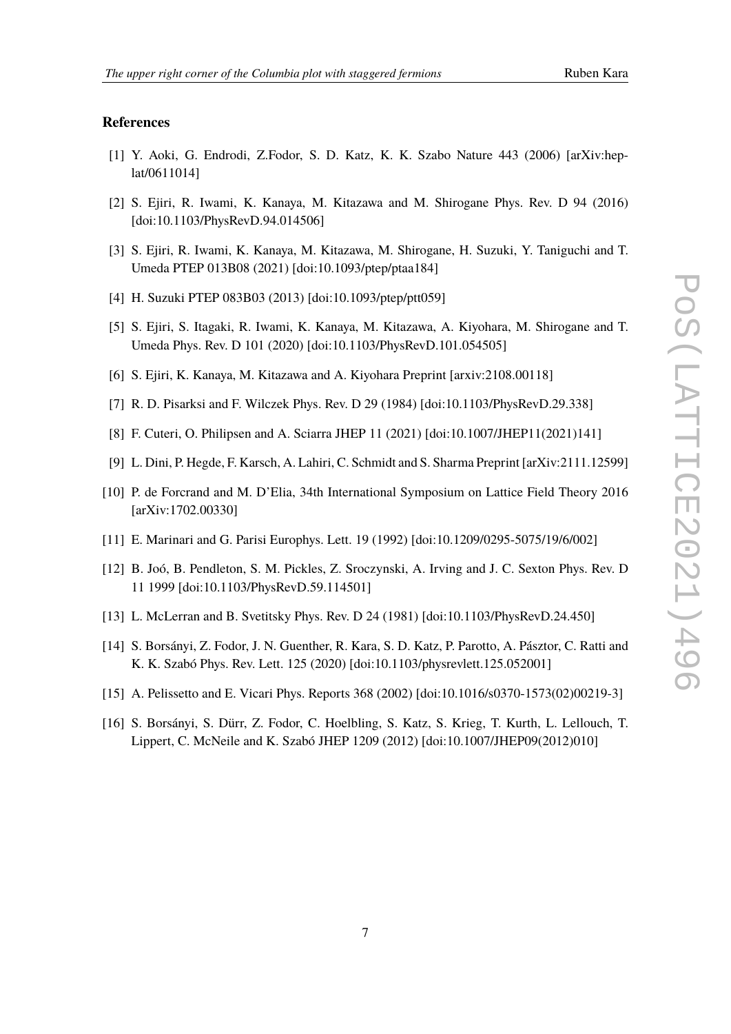### References

[1] Y. Aoki, G. Endrodi, Z.Fodor, S. D. Katz, K. K. Szabo Nature 443 (2006) [arXiv:hep-lat/0611014]

[2] S. Ejiri, R. Iwami, K. Kanaya, M. Kitazawa and M. Shirogane Phys. Rev. D 94 (2016) [doi:10.1103/PhysRevD.94.014506]

[3] S. Ejiri, R. Iwami, K. Kanaya, M. Kitazawa, M. Shirogane, H. Suzuki, Y. Taniguchi and T. Umeda PTEP 013B08 (2021) [doi:10.1093/ptep/ptaa184]

[4] H. Suzuki PTEP 083B03 (2013) [doi:10.1093/ptep/ptt059]

[5] S. Ejiri, S. Itagaki, R. Iwami, K. Kanaya, M. Kitazawa, A. Kiyohara, M. Shirogane and T. Umeda Phys. Rev. D 101 (2020) [doi:10.1103/PhysRevD.101.054505]

[6] S. Ejiri, K. Kanaya, M. Kitazawa and A. Kiyohara Preprint [arxiv:2108.00118]

[7] R. D. Pisarksi and F. Wilczek Phys. Rev. D 29 (1984) [doi:10.1103/PhysRevD.29.338]

[8] F. Cuteri, O. Philipsen and A. Sciarra JHEP 11 (2021) [doi:10.1007/JHEP11(2021)141]

[9] L. Dini, P. Hegde, F. Karsch, A. Lahiri, C. Schmidt and S. Sharma Preprint [arXiv:2111.12599]

[10] P. de Forcrand and M. D'Elia, 34th International Symposium on Lattice Field Theory 2016 [arXiv:1702.00330]

[11] E. Marinari and G. Parisi Europhys. Lett. 19 (1992) [doi:10.1209/0295-5075/19/6/002]

[12] B. Joó, B. Pendleton, S. M. Pickles, Z. Sroczynski, A. Irving and J. C. Sexton Phys. Rev. D 11 1999 [doi:10.1103/PhysRevD.59.114501]

[13] L. McLerran and B. Svetitsky Phys. Rev. D 24 (1981) [doi:10.1103/PhysRevD.24.450]

[14] S. Borsányi, Z. Fodor, J. N. Guenther, R. Kara, S. D. Katz, P. Parotto, A. Pásztor, C. Ratti and K. K. Szabó Phys. Rev. Lett. 125 (2020) [doi:10.1103/physrevlett.125.052001]

[15] A. Pelissetto and E. Vicari Phys. Reports 368 (2002) [doi:10.1016/s0370-1573(02)00219-3]

[16] S. Borsányi, S. Dürr, Z. Fodor, C. Hoelbling, S. Katz, S. Krieg, T. Kurth, L. Lellouch, T. Lippert, C. McNeile and K. Szabó JHEP 1209 (2012) [doi:10.1007/JHEP09(2012)010]